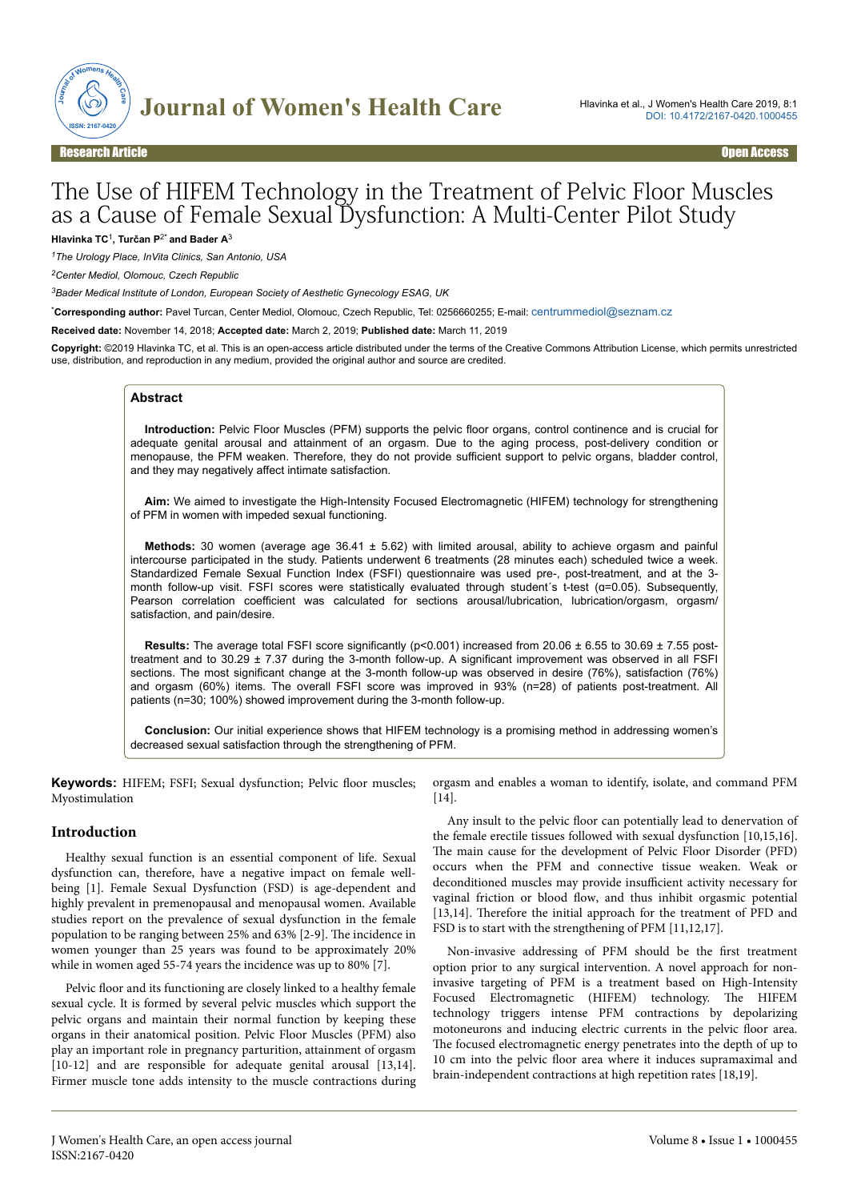Research Article | Open Access

# The Use of HIFEM Technology in the Treatment of Pelvic Floor Muscles as a Cause of Female Sexual Dysfunction: A Multi-Center Pilot Study

**Hlavinka TC[1], Turčan P[2*] and Bader A[3]**

[1]The Urology Place, InVita Clinics, San Antonio, USA

[2]Center Mediol, Olomouc, Czech Republic

[3]Bader Medical Institute of London, European Society of Aesthetic Gynecology ESAG, UK

[*]**Corresponding author:** Pavel Turcan, Center Mediol, Olomouc, Czech Republic, Tel: 0256660255; E-mail: centrummediol@seznam.cz

**Received date:** November 14, 2018; **Accepted date:** March 2, 2019; **Published date:** March 11, 2019

**Copyright:** ©2019 Hlavinka TC, et al. This is an open-access article distributed under the terms of the Creative Commons Attribution License, which permits unrestricted use, distribution, and reproduction in any medium, provided the original author and source are credited.

## Abstract

**Introduction:** Pelvic Floor Muscles (PFM) supports the pelvic floor organs, control continence and is crucial for adequate genital arousal and attainment of an orgasm. Due to the aging process, post-delivery condition or menopause, the PFM weaken. Therefore, they do not provide sufficient support to pelvic organs, bladder control, and they may negatively affect intimate satisfaction.

**Aim:** We aimed to investigate the High-Intensity Focused Electromagnetic (HIFEM) technology for strengthening of PFM in women with impeded sexual functioning.

**Methods:** 30 women (average age 36.41 ± 5.62) with limited arousal, ability to achieve orgasm and painful intercourse participated in the study. Patients underwent 6 treatments (28 minutes each) scheduled twice a week. Standardized Female Sexual Function Index (FSFI) questionnaire was used pre-, post-treatment, and at the 3-month follow-up visit. FSFI scores were statistically evaluated through student´s t-test ($\alpha$=0.05). Subsequently, Pearson correlation coefficient was calculated for sections arousal/lubrication, lubrication/orgasm, orgasm/satisfaction, and pain/desire.

**Results:** The average total FSFI score significantly ($p$<0.001) increased from 20.06 ± 6.55 to 30.69 ± 7.55 post-treatment and to 30.29 ± 7.37 during the 3-month follow-up. A significant improvement was observed in all FSFI sections. The most significant change at the 3-month follow-up was observed in desire (76%), satisfaction (76%) and orgasm (60%) items. The overall FSFI score was improved in 93% (n=28) of patients post-treatment. All patients (n=30; 100%) showed improvement during the 3-month follow-up.

**Conclusion:** Our initial experience shows that HIFEM technology is a promising method in addressing women's decreased sexual satisfaction through the strengthening of PFM.

**Keywords:** HIFEM; FSFI; Sexual dysfunction; Pelvic floor muscles; Myostimulation

## Introduction

Healthy sexual function is an essential component of life. Sexual dysfunction can, therefore, have a negative impact on female well-being [1]. Female Sexual Dysfunction (FSD) is age-dependent and highly prevalent in premenopausal and menopausal women. Available studies report on the prevalence of sexual dysfunction in the female population to be ranging between 25% and 63% [2-9]. The incidence in women younger than 25 years was found to be approximately 20% while in women aged 55-74 years the incidence was up to 80% [7].

Pelvic floor and its functioning are closely linked to a healthy female sexual cycle. It is formed by several pelvic muscles which support the pelvic organs and maintain their normal function by keeping these organs in their anatomical position. Pelvic Floor Muscles (PFM) also play an important role in pregnancy parturition, attainment of orgasm [10-12] and are responsible for adequate genital arousal [13,14]. Firmer muscle tone adds intensity to the muscle contractions during orgasm and enables a woman to identify, isolate, and command PFM [14].

Any insult to the pelvic floor can potentially lead to denervation of the female erectile tissues followed with sexual dysfunction [10,15,16]. The main cause for the development of Pelvic Floor Disorder (PFD) occurs when the PFM and connective tissue weaken. Weak or deconditioned muscles may provide insufficient activity necessary for vaginal friction or blood flow, and thus inhibit orgasmic potential [13,14]. Therefore the initial approach for the treatment of PFD and FSD is to start with the strengthening of PFM [11,12,17].

Non-invasive addressing of PFM should be the first treatment option prior to any surgical intervention. A novel approach for non-invasive targeting of PFM is a treatment based on High-Intensity Focused Electromagnetic (HIFEM) technology. The HIFEM technology triggers intense PFM contractions by depolarizing motoneurons and inducing electric currents in the pelvic floor area. The focused electromagnetic energy penetrates into the depth of up to 10 cm into the pelvic floor area where it induces supramaximal and brain-independent contractions at high repetition rates [18,19].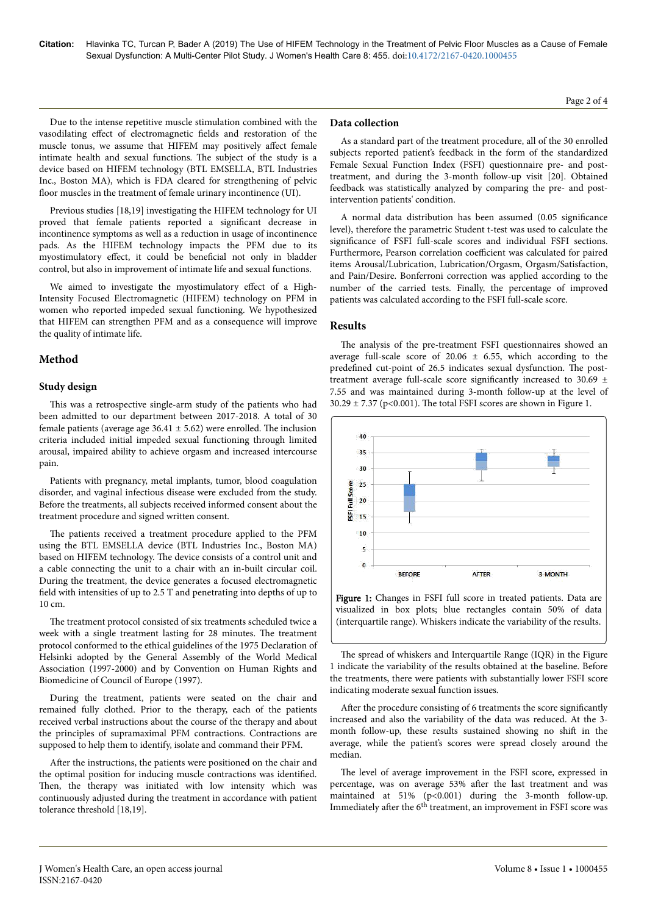Due to the intense repetitive muscle stimulation combined with the vasodilating effect of electromagnetic fields and restoration of the muscle tonus, we assume that HIFEM may positively affect female intimate health and sexual functions. The subject of the study is a device based on HIFEM technology (BTL EMSELLA, BTL Industries Inc., Boston MA), which is FDA cleared for strengthening of pelvic floor muscles in the treatment of female urinary incontinence (UI).

Previous studies [18,19] investigating the HIFEM technology for UI proved that female patients reported a significant decrease in incontinence symptoms as well as a reduction in usage of incontinence pads. As the HIFEM technology impacts the PFM due to its myostimulatory effect, it could be beneficial not only in bladder control, but also in improvement of intimate life and sexual functions.

We aimed to investigate the myostimulatory effect of a High-Intensity Focused Electromagnetic (HIFEM) technology on PFM in women who reported impeded sexual functioning. We hypothesized that HIFEM can strengthen PFM and as a consequence will improve the quality of intimate life.

## Method

### Study design

This was a retrospective single-arm study of the patients who had been admitted to our department between 2017-2018. A total of 30 female patients (average age 36.41 ± 5.62) were enrolled. The inclusion criteria included initial impeded sexual functioning through limited arousal, impaired ability to achieve orgasm and increased intercourse pain.

Patients with pregnancy, metal implants, tumor, blood coagulation disorder, and vaginal infectious disease were excluded from the study. Before the treatments, all subjects received informed consent about the treatment procedure and signed written consent.

The patients received a treatment procedure applied to the PFM using the BTL EMSELLA device (BTL Industries Inc., Boston MA) based on HIFEM technology. The device consists of a control unit and a cable connecting the unit to a chair with an in-built circular coil. During the treatment, the device generates a focused electromagnetic field with intensities of up to 2.5 T and penetrating into depths of up to 10 cm.

The treatment protocol consisted of six treatments scheduled twice a week with a single treatment lasting for 28 minutes. The treatment protocol conformed to the ethical guidelines of the 1975 Declaration of Helsinki adopted by the General Assembly of the World Medical Association (1997-2000) and by Convention on Human Rights and Biomedicine of Council of Europe (1997).

During the treatment, patients were seated on the chair and remained fully clothed. Prior to the therapy, each of the patients received verbal instructions about the course of the therapy and about the principles of supramaximal PFM contractions. Contractions are supposed to help them to identify, isolate and command their PFM.

After the instructions, the patients were positioned on the chair and the optimal position for inducing muscle contractions was identified. Then, the therapy was initiated with low intensity which was continuously adjusted during the treatment in accordance with patient tolerance threshold [18,19].

### Data collection

As a standard part of the treatment procedure, all of the 30 enrolled subjects reported patient's feedback in the form of the standardized Female Sexual Function Index (FSFI) questionnaire pre- and post-treatment, and during the 3-month follow-up visit [20]. Obtained feedback was statistically analyzed by comparing the pre- and post-intervention patients' condition.

A normal data distribution has been assumed (0.05 significance level), therefore the parametric Student t-test was used to calculate the significance of FSFI full-scale scores and individual FSFI sections. Furthermore, Pearson correlation coefficient was calculated for paired items Arousal/Lubrication, Lubrication/Orgasm, Orgasm/Satisfaction, and Pain/Desire. Bonferroni correction was applied according to the number of the carried tests. Finally, the percentage of improved patients was calculated according to the FSFI full-scale score.

## Results

The analysis of the pre-treatment FSFI questionnaires showed an average full-scale score of 20.06 ± 6.55, which according to the predefined cut-point of 26.5 indicates sexual dysfunction. The post-treatment average full-scale score significantly increased to 30.69 ± 7.55 and was maintained during 3-month follow-up at the level of 30.29 ± 7.37 ($p<0.001$). The total FSFI scores are shown in Figure 1.

**Figure 1:** Changes in FSFI full score in treated patients. Data are visualized in box plots; blue rectangles contain 50% of data (interquartile range). Whiskers indicate the variability of the results.

The spread of whiskers and Interquartile Range (IQR) in the Figure 1 indicate the variability of the results obtained at the baseline. Before the treatments, there were patients with substantially lower FSFI score indicating moderate sexual function issues.

After the procedure consisting of 6 treatments the score significantly increased and also the variability of the data was reduced. At the 3-month follow-up, these results sustained showing no shift in the average, while the patient's scores were spread closely around the median.

The level of average improvement in the FSFI score, expressed in percentage, was on average 53% after the last treatment and was maintained at 51% ($p<0.001$) during the 3-month follow-up. Immediately after the 6$^{th}$ treatment, an improvement in FSFI score was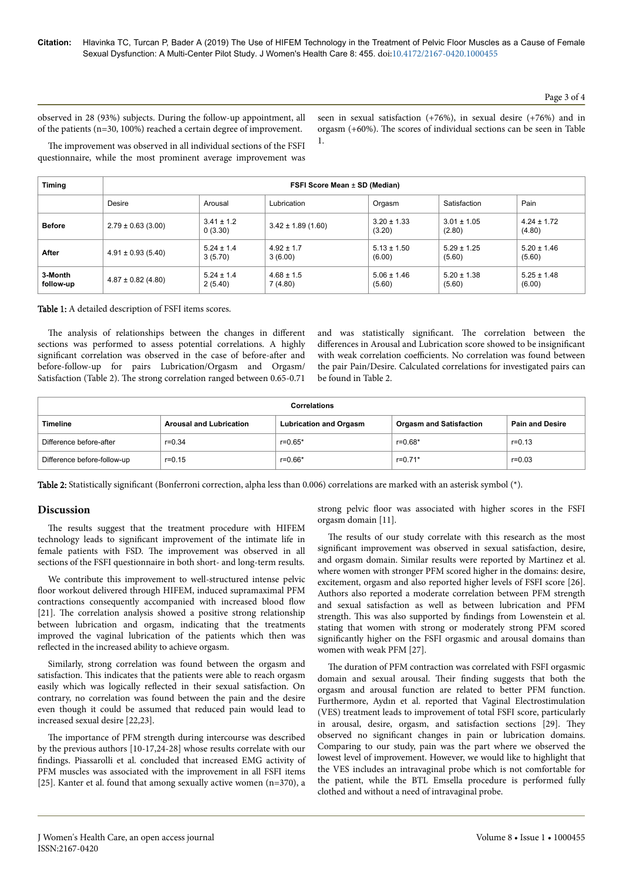observed in 28 (93%) subjects. During the follow-up appointment, all of the patients (n=30, 100%) reached a certain degree of improvement.

The improvement was observed in all individual sections of the FSFI questionnaire, while the most prominent average improvement was seen in sexual satisfaction (+76%), in sexual desire (+76%) and in orgasm (+60%). The scores of individual sections can be seen in Table 1.

| Timing | FSFI Score Mean ± SD (Median) | | | | | |
|---|---|---|---|---|---|---|
| | Desire | Arousal | Lubrication | Orgasm | Satisfaction | Pain |
| **Before** | 2.79 ± 0.63 (3.00) | 3.41 ± 1.2 0 (3.30) | 3.42 ± 1.89 (1.60) | 3.20 ± 1.33 (3.20) | 3.01 ± 1.05 (2.80) | 4.24 ± 1.72 (4.80) |
| **After** | 4.91 ± 0.93 (5.40) | 5.24 ± 1.4 3 (5.70) | 4.92 ± 1.7 3 (6.00) | 5.13 ± 1.50 (6.00) | 5.29 ± 1.25 (5.60) | 5.20 ± 1.46 (5.60) |
| **3-Month follow-up** | 4.87 ± 0.82 (4.80) | 5.24 ± 1.4 2 (5.40) | 4.68 ± 1.5 7 (4.80) | 5.06 ± 1.46 (5.60) | 5.20 ± 1.38 (5.60) | 5.25 ± 1.48 (6.00) |

Table 1: A detailed description of FSFI items scores.

The analysis of relationships between the changes in different sections was performed to assess potential correlations. A highly significant correlation was observed in the case of before-after and before-follow-up for pairs Lubrication/Orgasm and Orgasm/Satisfaction (Table 2). The strong correlation ranged between 0.65-0.71 and was statistically significant. The correlation between the differences in Arousal and Lubrication score showed to be insignificant with weak correlation coefficients. No correlation was found between the pair Pain/Desire. Calculated correlations for investigated pairs can be found in Table 2.

| Correlations | | | | |
|---|---|---|---|---|
| **Timeline** | **Arousal and Lubrication** | **Lubrication and Orgasm** | **Orgasm and Satisfaction** | **Pain and Desire** |
| Difference before-after | r=0.34 | r=0.65* | r=0.68* | r=0.13 |
| Difference before-follow-up | r=0.15 | r=0.66* | r=0.71* | r=0.03 |

Table 2: Statistically significant (Bonferroni correction, alpha less than 0.006) correlations are marked with an asterisk symbol (*).

## Discussion

The results suggest that the treatment procedure with HIFEM technology leads to significant improvement of the intimate life in female patients with FSD. The improvement was observed in all sections of the FSFI questionnaire in both short- and long-term results.

We contribute this improvement to well-structured intense pelvic floor workout delivered through HIFEM, induced supramaximal PFM contractions consequently accompanied with increased blood flow [21]. The correlation analysis showed a positive strong relationship between lubrication and orgasm, indicating that the treatments improved the vaginal lubrication of the patients which then was reflected in the increased ability to achieve orgasm.

Similarly, strong correlation was found between the orgasm and satisfaction. This indicates that the patients were able to reach orgasm easily which was logically reflected in their sexual satisfaction. On contrary, no correlation was found between the pain and the desire even though it could be assumed that reduced pain would lead to increased sexual desire [22,23].

The importance of PFM strength during intercourse was described by the previous authors [10-17,24-28] whose results correlate with our findings. Piassarolli et al. concluded that increased EMG activity of PFM muscles was associated with the improvement in all FSFI items [25]. Kanter et al. found that among sexually active women (n=370), a strong pelvic floor was associated with higher scores in the FSFI orgasm domain [11].

The results of our study correlate with this research as the most significant improvement was observed in sexual satisfaction, desire, and orgasm domain. Similar results were reported by Martinez et al. where women with stronger PFM scored higher in the domains: desire, excitement, orgasm and also reported higher levels of FSFI score [26]. Authors also reported a moderate correlation between PFM strength and sexual satisfaction as well as between lubrication and PFM strength. This was also supported by findings from Lowenstein et al. stating that women with strong or moderately strong PFM scored significantly higher on the FSFI orgasmic and arousal domains than women with weak PFM [27].

The duration of PFM contraction was correlated with FSFI orgasmic domain and sexual arousal. Their finding suggests that both the orgasm and arousal function are related to better PFM function. Furthermore, Aydın et al. reported that Vaginal Electrostimulation (VES) treatment leads to improvement of total FSFI score, particularly in arousal, desire, orgasm, and satisfaction sections [29]. They observed no significant changes in pain or lubrication domains. Comparing to our study, pain was the part where we observed the lowest level of improvement. However, we would like to highlight that the VES includes an intravaginal probe which is not comfortable for the patient, while the BTL Emsella procedure is performed fully clothed and without a need of intravaginal probe.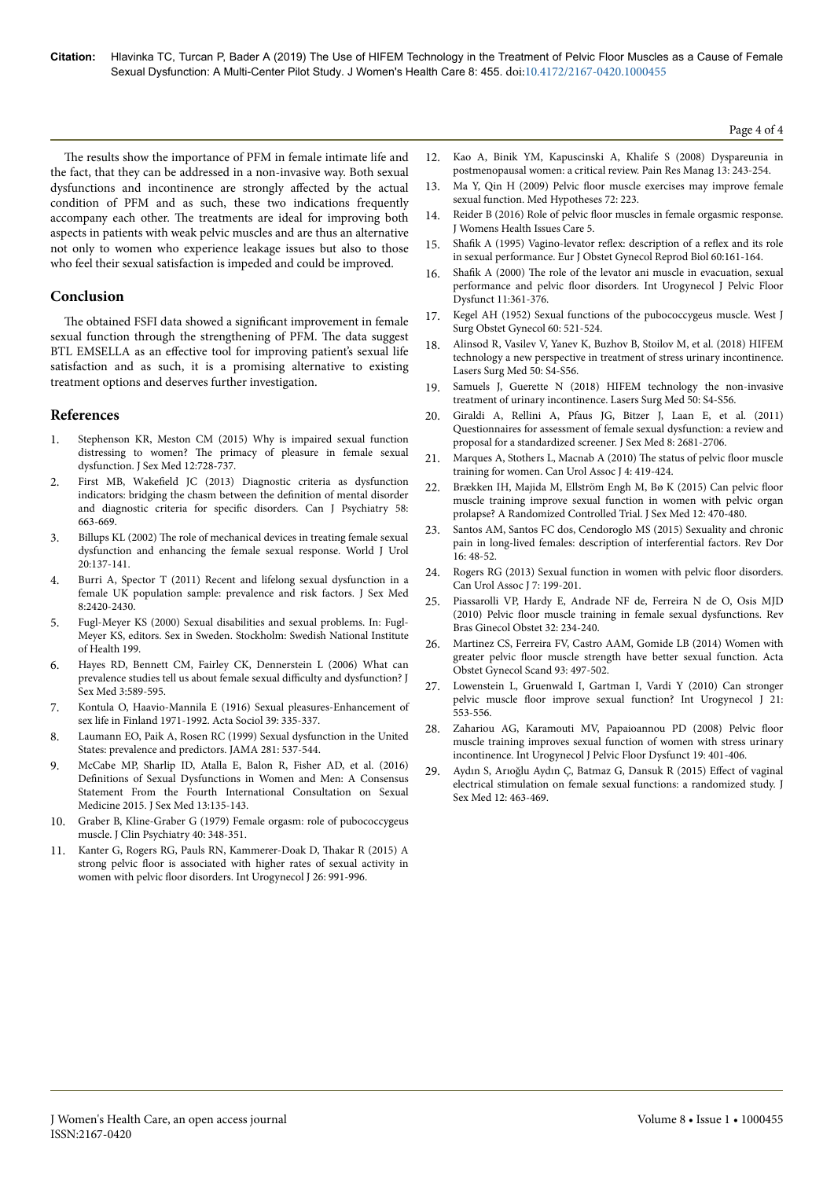The results show the importance of PFM in female intimate life and the fact, that they can be addressed in a non-invasive way. Both sexual dysfunctions and incontinence are strongly affected by the actual condition of PFM and as such, these two indications frequently accompany each other. The treatments are ideal for improving both aspects in patients with weak pelvic muscles and are thus an alternative not only to women who experience leakage issues but also to those who feel their sexual satisfaction is impeded and could be improved.

## Conclusion

The obtained FSFI data showed a significant improvement in female sexual function through the strengthening of PFM. The data suggest BTL EMSELLA as an effective tool for improving patient's sexual life satisfaction and as such, it is a promising alternative to existing treatment options and deserves further investigation.

## References

1. Stephenson KR, Meston CM (2015) Why is impaired sexual function distressing to women? The primacy of pleasure in female sexual dysfunction. J Sex Med 12:728-737.
2. First MB, Wakefield JC (2013) Diagnostic criteria as dysfunction indicators: bridging the chasm between the definition of mental disorder and diagnostic criteria for specific disorders. Can J Psychiatry 58: 663-669.
3. Billups KL (2002) The role of mechanical devices in treating female sexual dysfunction and enhancing the female sexual response. World J Urol 20:137-141.
4. Burri A, Spector T (2011) Recent and lifelong sexual dysfunction in a female UK population sample: prevalence and risk factors. J Sex Med 8:2420-2430.
5. Fugl-Meyer KS (2000) Sexual disabilities and sexual problems. In: Fugl-Meyer KS, editors. Sex in Sweden. Stockholm: Swedish National Institute of Health 199.
6. Hayes RD, Bennett CM, Fairley CK, Dennerstein L (2006) What can prevalence studies tell us about female sexual difficulty and dysfunction? J Sex Med 3:589-595.
7. Kontula O, Haavio-Mannila E (1916) Sexual pleasures-Enhancement of sex life in Finland 1971-1992. Acta Sociol 39: 335-337.
8. Laumann EO, Paik A, Rosen RC (1999) Sexual dysfunction in the United States: prevalence and predictors. JAMA 281: 537-544.
9. McCabe MP, Sharlip ID, Atalla E, Balon R, Fisher AD, et al. (2016) Definitions of Sexual Dysfunctions in Women and Men: A Consensus Statement From the Fourth International Consultation on Sexual Medicine 2015. J Sex Med 13:135-143.
10. Graber B, Kline-Graber G (1979) Female orgasm: role of pubococcygeus muscle. J Clin Psychiatry 40: 348-351.
11. Kanter G, Rogers RG, Pauls RN, Kammerer-Doak D, Thakar R (2015) A strong pelvic floor is associated with higher rates of sexual activity in women with pelvic floor disorders. Int Urogynecol J 26: 991-996.
12. Kao A, Binik YM, Kapuscinski A, Khalife S (2008) Dyspareunia in postmenopausal women: a critical review. Pain Res Manag 13: 243-254.
13. Ma Y, Qin H (2009) Pelvic floor muscle exercises may improve female sexual function. Med Hypotheses 72: 223.
14. Reider B (2016) Role of pelvic floor muscles in female orgasmic response. J Womens Health Issues Care 5.
15. Shafik A (1995) Vagino-levator reflex: description of a reflex and its role in sexual performance. Eur J Obstet Gynecol Reprod Biol 60:161-164.
16. Shafik A (2000) The role of the levator ani muscle in evacuation, sexual performance and pelvic floor disorders. Int Urogynecol J Pelvic Floor Dysfunct 11:361-376.
17. Kegel AH (1952) Sexual functions of the pubococcygeus muscle. West J Surg Obstet Gynecol 60: 521-524.
18. Alinsod R, Vasilev V, Yanev K, Buzhov B, Stoilov M, et al. (2018) HIFEM technology a new perspective in treatment of stress urinary incontinence. Lasers Surg Med 50: S4-S56.
19. Samuels J, Guerette N (2018) HIFEM technology the non-invasive treatment of urinary incontinence. Lasers Surg Med 50: S4-S56.
20. Giraldi A, Rellini A, Pfaus JG, Bitzer J, Laan E, et al. (2011) Questionnaires for assessment of female sexual dysfunction: a review and proposal for a standardized screener. J Sex Med 8: 2681-2706.
21. Marques A, Stothers L, Macnab A (2010) The status of pelvic floor muscle training for women. Can Urol Assoc J 4: 419-424.
22. Brækken IH, Majida M, Ellström Engh M, Bø K (2015) Can pelvic floor muscle training improve sexual function in women with pelvic organ prolapse? A Randomized Controlled Trial. J Sex Med 12: 470-480.
23. Santos AM, Santos FC dos, Cendoroglo MS (2015) Sexuality and chronic pain in long-lived females: description of interferential factors. Rev Dor 16: 48-52.
24. Rogers RG (2013) Sexual function in women with pelvic floor disorders. Can Urol Assoc J 7: 199-201.
25. Piassarolli VP, Hardy E, Andrade NF de, Ferreira N de O, Osis MJD (2010) Pelvic floor muscle training in female sexual dysfunctions. Rev Bras Ginecol Obstet 32: 234-240.
26. Martinez CS, Ferreira FV, Castro AAM, Gomide LB (2014) Women with greater pelvic floor muscle strength have better sexual function. Acta Obstet Gynecol Scand 93: 497-502.
27. Lowenstein L, Gruenwald I, Gartman I, Vardi Y (2010) Can stronger pelvic muscle floor improve sexual function? Int Urogynecol J 21: 553-556.
28. Zahariou AG, Karamouti MV, Papaioannou PD (2008) Pelvic floor muscle training improves sexual function of women with stress urinary incontinence. Int Urogynecol J Pelvic Floor Dysfunct 19: 401-406.
29. Aydın S, Arıoğlu Aydın Ç, Batmaz G, Dansuk R (2015) Effect of vaginal electrical stimulation on female sexual functions: a randomized study. J Sex Med 12: 463-469.